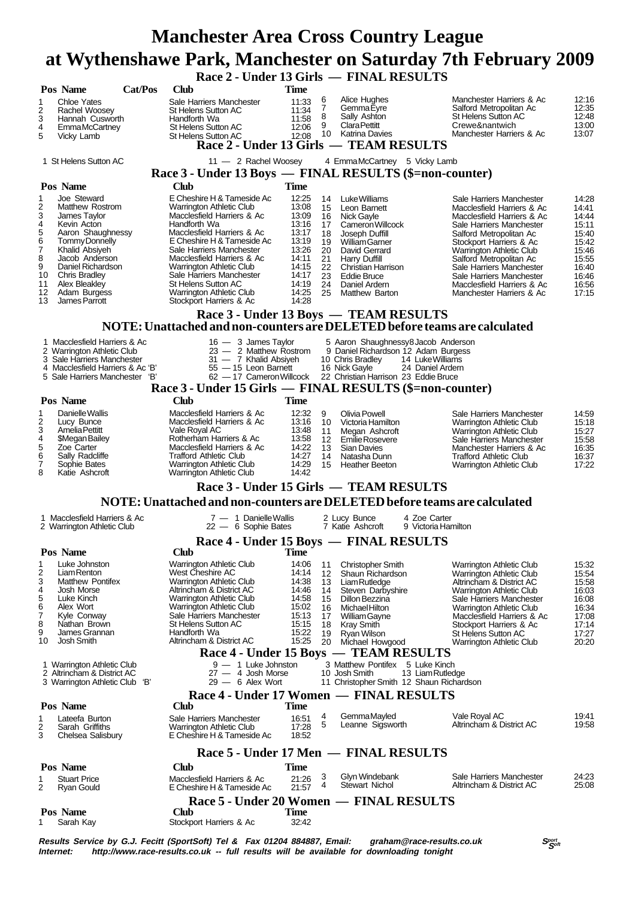# Manchester Area Cross Country League

# at Wythenshawe Park, Manchester on Saturday 7th February 2009

## Race 2 - Under 13 Girls — FINAL RESULTS

| Pos | Name | Cat/Pos | Club | Time |
|---|---|---|---|---|
| 1 | Chloe Yates | | Sale Harriers Manchester | 11:33 |
| 2 | Rachel Woosey | | St Helens Sutton AC | 11:34 |
| 3 | Hannah Cusworth | | Handforth Wa | 11:58 |
| 4 | Emma McCartney | | St Helens Sutton AC | 12:06 |
| 5 | Vicky Lamb | | St Helens Sutton AC | 12:08 |
| 6 | Alice Hughes | | Manchester Harriers & Ac | 12:16 |
| 7 | Gemma Eyre | | Salford Metropolitan Ac | 12:35 |
| 8 | Sally Ashton | | St Helens Sutton AC | 12:48 |
| 9 | Clara Pettitt | | Crewe&nantwich | 13:00 |
| 10 | Katrina Davies | | Manchester Harriers & Ac | 13:07 |

## Race 2 - Under 13 Girls — TEAM RESULTS

1 St Helens Sutton AC — 11 — 2 Rachel Woosey, 4 Emma McCartney, 5 Vicky Lamb

## Race 3 - Under 13 Boys — FINAL RESULTS ($=non-counter)

| Pos | Name | Club | Time |
|---|---|---|---|
| 1 | Joe Steward | E Cheshire H & Tameside Ac | 12:25 |
| 2 | Matthew Rostrom | Warrington Athletic Club | 13:08 |
| 3 | James Taylor | Macclesfield Harriers & Ac | 13:09 |
| 4 | Kevin Acton | Handforth Wa | 13:16 |
| 5 | Aaron Shaughnessy | Macclesfield Harriers & Ac | 13:17 |
| 6 | Tommy Donnelly | E Cheshire H & Tameside Ac | 13:19 |
| 7 | Khalid Absiyeh | Sale Harriers Manchester | 13:26 |
| 8 | Jacob Anderson | Macclesfield Harriers & Ac | 14:11 |
| 9 | Daniel Richardson | Warrington Athletic Club | 14:15 |
| 10 | Chris Bradley | Sale Harriers Manchester | 14:17 |
| 11 | Alex Bleakley | St Helens Sutton AC | 14:19 |
| 12 | Adam Burgess | Warrington Athletic Club | 14:25 |
| 13 | James Parrott | Stockport Harriers & Ac | 14:28 |
| 14 | Luke Williams | Sale Harriers Manchester | 14:28 |
| 15 | Leon Barnett | Macclesfield Harriers & Ac | 14:41 |
| 16 | Nick Gayle | Macclesfield Harriers & Ac | 14:44 |
| 17 | Cameron Willcock | Sale Harriers Manchester | 15:11 |
| 18 | Joseph Duffill | Salford Metropolitan Ac | 15:40 |
| 19 | William Garner | Stockport Harriers & Ac | 15:42 |
| 20 | David Gerrard | Warrington Athletic Club | 15:46 |
| 21 | Harry Duffill | Salford Metropolitan Ac | 15:55 |
| 22 | Christian Harrison | Sale Harriers Manchester | 16:40 |
| 23 | Eddie Bruce | Sale Harriers Manchester | 16:46 |
| 24 | Daniel Ardern | Macclesfield Harriers & Ac | 16:56 |
| 25 | Matthew Barton | Manchester Harriers & Ac | 17:15 |

## Race 3 - Under 13 Boys — TEAM RESULTS

**NOTE: Unattached and non-counters are DELETED before teams are calculated**

1 Macclesfield Harriers & Ac — 16 — 3 James Taylor, 5 Aaron Shaughnessy, 8 Jacob Anderson
2 Warrington Athletic Club — 23 — 2 Matthew Rostrom, 9 Daniel Richardson, 12 Adam Burgess
3 Sale Harriers Manchester — 31 — 7 Khalid Absiyeh, 10 Chris Bradley, 14 Luke Williams
4 Macclesfield Harriers & Ac 'B' — 55 — 15 Leon Barnett, 16 Nick Gayle, 24 Daniel Ardern
5 Sale Harriers Manchester 'B' — 62 — 17 Cameron Willcock, 22 Christian Harrison, 23 Eddie Bruce

## Race 3 - Under 15 Girls — FINAL RESULTS ($=non-counter)

| Pos | Name | Club | Time |
|---|---|---|---|
| 1 | Danielle Wallis | Macclesfield Harriers & Ac | 12:32 |
| 2 | Lucy Bunce | Macclesfield Harriers & Ac | 13:16 |
| 3 | Amelia Pettitt | Vale Royal AC | 13:48 |
| 4 | $Megan Bailey | Rotherham Harriers & Ac | 13:58 |
| 5 | Zoe Carter | Macclesfield Harriers & Ac | 14:22 |
| 6 | Sally Radcliffe | Trafford Athletic Club | 14:27 |
| 7 | Sophie Bates | Warrington Athletic Club | 14:29 |
| 8 | Katie Ashcroft | Warrington Athletic Club | 14:42 |
| 9 | Olivia Powell | Sale Harriers Manchester | 14:59 |
| 10 | Victoria Hamilton | Warrington Athletic Club | 15:18 |
| 11 | Megan Ashcroft | Warrington Athletic Club | 15:27 |
| 12 | Emilie Rosevere | Sale Harriers Manchester | 15:58 |
| 13 | Sian Davies | Manchester Harriers & Ac | 16:35 |
| 14 | Natasha Dunn | Trafford Athletic Club | 16:37 |
| 15 | Heather Beeton | Warrington Athletic Club | 17:22 |

## Race 3 - Under 15 Girls — TEAM RESULTS

**NOTE: Unattached and non-counters are DELETED before teams are calculated**

1 Macclesfield Harriers & Ac — 7 — 1 Danielle Wallis, 2 Lucy Bunce, 4 Zoe Carter
2 Warrington Athletic Club — 22 — 6 Sophie Bates, 7 Katie Ashcroft, 9 Victoria Hamilton

## Race 4 - Under 15 Boys — FINAL RESULTS

| Pos | Name | Club | Time |
|---|---|---|---|
| 1 | Luke Johnston | Warrington Athletic Club | 14:06 |
| 2 | Liam Renton | West Cheshire AC | 14:14 |
| 3 | Matthew Pontifex | Warrington Athletic Club | 14:38 |
| 4 | Josh Morse | Altrincham & District AC | 14:46 |
| 5 | Luke Kinch | Warrington Athletic Club | 14:58 |
| 6 | Alex Wort | Warrington Athletic Club | 15:02 |
| 7 | Kyle Conway | Sale Harriers Manchester | 15:13 |
| 8 | Nathan Brown | St Helens Sutton AC | 15:15 |
| 9 | James Grannan | Handforth Wa | 15:22 |
| 10 | Josh Smith | Altrincham & District AC | 15:25 |
| 11 | Christopher Smith | Warrington Athletic Club | 15:32 |
| 12 | Shaun Richardson | Warrington Athletic Club | 15:54 |
| 13 | Liam Rutledge | Altrincham & District AC | 15:58 |
| 14 | Steven Darbyshire | Warrington Athletic Club | 16:03 |
| 15 | Dillon Bezzina | Sale Harriers Manchester | 16:08 |
| 16 | Michael Hilton | Warrington Athletic Club | 16:34 |
| 17 | William Gayne | Macclesfield Harriers & Ac | 17:08 |
| 18 | Kray Smith | Stockport Harriers & Ac | 17:14 |
| 19 | Ryan Wilson | St Helens Sutton AC | 17:27 |
| 20 | Michael Howgood | Warrington Athletic Club | 20:20 |

## Race 4 - Under 15 Boys — TEAM RESULTS

1 Warrington Athletic Club — 9 — 1 Luke Johnston, 3 Matthew Pontifex, 5 Luke Kinch
2 Altrincham & District AC — 27 — 4 Josh Morse, 10 Josh Smith, 13 Liam Rutledge
3 Warrington Athletic Club 'B' — 29 — 6 Alex Wort, 11 Christopher Smith, 12 Shaun Richardson

## Race 4 - Under 17 Women — FINAL RESULTS

| Pos | Name | Club | Time |
|---|---|---|---|
| 1 | Lateefa Burton | Sale Harriers Manchester | 16:51 |
| 2 | Sarah Griffiths | Warrington Athletic Club | 17:28 |
| 3 | Chelsea Salisbury | E Cheshire H & Tameside Ac | 18:52 |
| 4 | Gemma Mayled | Vale Royal AC | 19:41 |
| 5 | Leanne Sigsworth | Altrincham & District AC | 19:58 |

## Race 5 - Under 17 Men — FINAL RESULTS

| Pos | Name | Club | Time |
|---|---|---|---|
| 1 | Stuart Price | Macclesfield Harriers & Ac | 21:26 |
| 2 | Ryan Gould | E Cheshire H & Tameside Ac | 21:57 |
| 3 | Glyn Windebank | Sale Harriers Manchester | 24:23 |
| 4 | Stewart Nichol | Altrincham & District AC | 25:08 |

## Race 5 - Under 20 Women — FINAL RESULTS

| Pos | Name | Club | Time |
|---|---|---|---|
| 1 | Sarah Kay | Stockport Harriers & Ac | 32:42 |

***Results Service by G.J. Fecitt (SportSoft) Tel & Fax 01204 884887, Email: graham@race-results.co.uk***
***Internet: http://www.race-results.co.uk -- full results will be available for downloading tonight***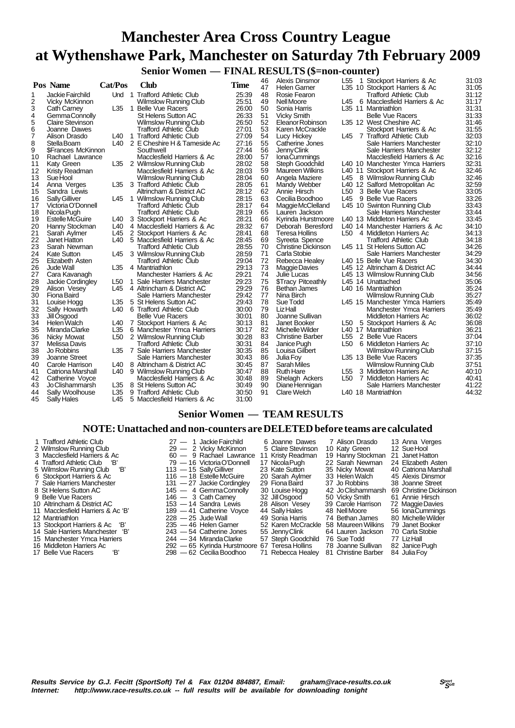# Manchester Area Cross Country League
# at Wythenshawe Park, Manchester on Saturday 7th February 2009

## Senior Women — FINAL RESULTS ($=non-counter)

| Pos | Name | Cat/Pos | | Club | Time |
|---|---|---|---|---|---|
| 1 | Jackie Fairchild | Und | 1 | Trafford Athletic Club | 25:39 |
| 2 | Vicky McKinnon | | | Wilmslow Running Club | 25:51 |
| 3 | Cath Carney | L35 | 1 | Belle Vue Racers | 26:00 |
| 4 | Gemma Connolly | | | St Helens Sutton AC | 26:33 |
| 5 | Claire Stevinson | | | Wilmslow Running Club | 26:50 |
| 6 | Joanne Dawes | | | Trafford Athletic Club | 27:01 |
| 7 | Alison Drasdo | L40 | 1 | Trafford Athletic Club | 27:09 |
| 8 | Stella Boam | L40 | 2 | E Cheshire H & Tameside Ac | 27:16 |
| 9 | $Frances McKinnon | | | Southwell | 27:44 |
| 10 | Rachael Lawrance | | | Macclesfield Harriers & Ac | 28:00 |
| 11 | Katy Green | L35 | 2 | Wilmslow Running Club | 28:02 |
| 12 | Kristy Readman | | | Macclesfield Harriers & Ac | 28:03 |
| 13 | Sue Hool | | | Wilmslow Running Club | 28:04 |
| 14 | Anna Verges | L35 | 3 | Trafford Athletic Club | 28:05 |
| 15 | Sandra Lewis | | | Altrincham & District AC | 28:12 |
| 16 | Sally Gilliver | L45 | 1 | Wilmslow Running Club | 28:15 |
| 17 | Victoria O'Donnell | | | Trafford Athletic Club | 28:17 |
| 18 | Nicola Pugh | | | Trafford Athletic Club | 28:19 |
| 19 | Estelle McGuire | L40 | 3 | Stockport Harriers & Ac | 28:21 |
| 20 | Hanny Stockman | L40 | 4 | Macclesfield Harriers & Ac | 28:32 |
| 21 | Sarah Aylmer | L45 | 2 | Stockport Harriers & Ac | 28:41 |
| 22 | Janet Hatton | L40 | 5 | Macclesfield Harriers & Ac | 28:45 |
| 23 | Sarah Newman | | | Trafford Athletic Club | 28:55 |
| 24 | Kate Sutton | L45 | 3 | Wilmslow Running Club | 28:59 |
| 25 | Elizabeth Asten | | | Trafford Athletic Club | 29:04 |
| 26 | Jude Wall | L35 | 4 | Mantriathlon | 29:13 |
| 27 | Cara Kavanagh | | | Manchester Harriers & Ac | 29:21 |
| 28 | Jackie Cordingley | L50 | 1 | Sale Harriers Manchester | 29:23 |
| 29 | Alison Vesey | L45 | 4 | Altrincham & District AC | 29:29 |
| 30 | Fiona Baird | | | Sale Harriers Manchester | 29:42 |
| 31 | Louise Hogg | L35 | 5 | St Helens Sutton AC | 29:43 |
| 32 | Sally Howarth | L40 | 6 | Trafford Athletic Club | 30:00 |
| 33 | Jill Osgood | | | Belle Vue Racers | 30:01 |
| 34 | Helen Walch | L40 | 7 | Stockport Harriers & Ac | 30:13 |
| 35 | Miranda Clarke | L35 | 6 | Manchester Ymca Harriers | 30:17 |
| 36 | Nicky Mowat | L50 | 2 | Wilmslow Running Club | 30:28 |
| 37 | Melissa Davis | | | Trafford Athletic Club | 30:31 |
| 38 | Jo Robbins | L35 | 7 | Sale Harriers Manchester | 30:35 |
| 39 | Joanne Street | | | Sale Harriers Manchester | 30:43 |
| 40 | Carole Harrison | L40 | 8 | Altrincham & District AC | 30:45 |
| 41 | Catriona Marshall | L40 | 9 | Wilmslow Running Club | 30:47 |
| 42 | Catherine Voyce | | | Macclesfield Harriers & Ac | 30:48 |
| 43 | Jo Clishammarsh | L35 | 8 | St Helens Sutton AC | 30:49 |
| 44 | Sally Woolhouse | L35 | 9 | Trafford Athletic Club | 30:50 |
| 45 | Sally Hales | L45 | 5 | Macclesfield Harriers & Ac | 31:00 |
| 46 | Alexis Dinsmor | L55 | 1 | Stockport Harriers & Ac | 31:03 |
| 47 | Helen Garner | L35 | 10 | Stockport Harriers & Ac | 31:05 |
| 48 | Rosie Fearon | | | Trafford Athletic Club | 31:12 |
| 49 | Nell Moore | L45 | 6 | Macclesfield Harriers & Ac | 31:17 |
| 50 | Sonia Harris | L35 | 11 | Mantriathlon | 31:31 |
| 51 | Vicky Smith | | | Belle Vue Racers | 31:33 |
| 52 | Eleanor Robinson | L35 | 12 | West Cheshire AC | 31:46 |
| 53 | Karen McCrackle | | | Stockport Harriers & Ac | 31:55 |
| 54 | Lucy Hickey | L45 | 7 | Trafford Athletic Club | 32:03 |
| 55 | Catherine Jones | | | Sale Harriers Manchester | 32:10 |
| 56 | Jenny Clink | | | Sale Harriers Manchester | 32:12 |
| 57 | Iona Cummings | | | Macclesfield Harriers & Ac | 32:16 |
| 58 | Steph Goodchild | L40 | 10 | Manchester Ymca Harriers | 32:31 |
| 59 | Maureen Wilkins | L40 | 11 | Stockport Harriers & Ac | 32:46 |
| 60 | Angela Maziere | L45 | 8 | Wilmslow Running Club | 32:46 |
| 61 | Mandy Webber | L40 | 12 | Salford Metropolitan Ac | 32:59 |
| 62 | Annie Hirsch | L50 | 3 | Belle Vue Racers | 33:05 |
| 63 | Cecilia Boodhoo | L45 | 9 | Belle Vue Racers | 33:26 |
| 64 | Maggie McClelland | L45 | 10 | Swinton Running Club | 33:43 |
| 65 | Lauren Jackson | | | Sale Harriers Manchester | 33:44 |
| 66 | Kyrinda Hurstmoore | L40 | 13 | Middleton Harriers Ac | 33:45 |
| 67 | Deborah Beresford | L40 | 14 | Manchester Harriers & Ac | 34:10 |
| 68 | Teresa Hollins | L50 | 4 | Middleton Harriers Ac | 34:13 |
| 69 | Syreeta Spence | | | Trafford Athletic Club | 34:18 |
| 70 | Christine Dickinson | L45 | 11 | St Helens Sutton AC | 34:26 |
| 71 | Carla Stobie | | | Sale Harriers Manchester | 34:29 |
| 72 | Rebecca Healey | L40 | 15 | Belle Vue Racers | 34:30 |
| 73 | Maggie Davies | L45 | 12 | Altrincham & District AC | 34:44 |
| 74 | Julie Lucas | L45 | 13 | Wilmslow Running Club | 34:56 |
| 75 | $Tracy Pitceathly | L45 | 14 | Unattached | 35:06 |
| 76 | Bethan James | L40 | 16 | Mantriathlon | 35:24 |
| 77 | Nina Birch | | | Wilmslow Running Club | 35:27 |
| 78 | Sue Todd | L45 | 15 | Manchester Ymca Harriers | 35:49 |
| 79 | Liz Hall | | | Manchester Ymca Harriers | 35:49 |
| 80 | Joanne Sullivan | | | Middleton Harriers Ac | 36:02 |
| 81 | Janet Booker | L50 | 5 | Stockport Harriers & Ac | 36:08 |
| 82 | Michelle Wilder | L40 | 17 | Mantriathlon | 36:21 |
| 83 | Christine Barber | L55 | 2 | Belle Vue Racers | 37:04 |
| 84 | Janice Pugh | L50 | 6 | Middleton Harriers Ac | 37:10 |
| 85 | Louisa Gilbert | | | Wilmslow Running Club | 37:15 |
| 86 | Julia Foy | L35 | 13 | Belle Vue Racers | 37:35 |
| 87 | Sarah Miles | | | Wilmslow Running Club | 37:51 |
| 88 | Ruth Hare | L55 | 3 | Middleton Harriers Ac | 40:10 |
| 89 | Shelagh Ackers | L50 | 7 | Middleton Harriers Ac | 40:41 |
| 90 | Diane Hennigan | | | Sale Harriers Manchester | 41:22 |
| 91 | Clare Welch | L40 | 18 | Mantriathlon | 44:32 |

## Senior Women — TEAM RESULTS

### NOTE: Unattached and non-counters are DELETED before teams are calculated

| Pos | Team | Pts | 1 | 2 | 3 | 4 | 5 |
|---|---|---|---|---|---|---|---|
| 1 | Trafford Athletic Club | 27 | 1 Jackie Fairchild | 6 Joanne Dawes | 7 Alison Drasdo | 13 Anna Verges | |
| 2 | Wilmslow Running Club | 29 | 2 Vicky McKinnon | 5 Claire Stevinson | 10 Katy Green | 12 Sue Hool | |
| 3 | Macclesfield Harriers & Ac | 60 | 9 Rachael Lawrance | 11 Kristy Readman | 19 Hanny Stockman | 21 Janet Hatton | |
| 4 | Trafford Athletic Club 'B' | 79 | 16 Victoria O'Donnell | 17 Nicola Pugh | 22 Sarah Newman | 24 Elizabeth Asten | |
| 5 | Wilmslow Running Club 'B' | 113 | 15 Sally Gilliver | 23 Kate Sutton | 35 Nicky Mowat | 40 Catriona Marshall | |
| 6 | Stockport Harriers & Ac | 116 | 18 Estelle McGuire | 20 Sarah Aylmer | 33 Helen Walch | 45 Alexis Dinsmor | |
| 7 | Sale Harriers Manchester | 131 | 27 Jackie Cordingley | 29 Fiona Baird | 37 Jo Robbins | 38 Joanne Street | |
| 8 | St Helens Sutton AC | 145 | 4 Gemma Connolly | 30 Louise Hogg | 42 Jo Clishammarsh | 69 Christine Dickinson | |
| 9 | Belle Vue Racers | 146 | 3 Cath Carney | 32 Jill Osgood | 50 Vicky Smith | 61 Annie Hirsch | |
| 10 | Altrincham & District AC | 153 | 14 Sandra Lewis | 28 Alison Vesey | 39 Carole Harrison | 72 Maggie Davies | |
| 11 | Macclesfield Harriers & Ac 'B' | 189 | 41 Catherine Voyce | 44 Sally Hales | 48 Nell Moore | 56 Iona Cummings | |
| 12 | Mantriathlon | 228 | 25 Jude Wall | 49 Sonia Harris | 74 Bethan James | 80 Michelle Wilder | |
| 13 | Stockport Harriers & Ac 'B' | 235 | 46 Helen Garner | 52 Karen McCrackle | 58 Maureen Wilkins | 79 Janet Booker | |
| 14 | Sale Harriers Manchester 'B' | 243 | 54 Catherine Jones | 55 Jenny Clink | 64 Lauren Jackson | 70 Carla Stobie | |
| 15 | Manchester Ymca Harriers | 244 | 34 Miranda Clarke | 57 Steph Goodchild | 76 Sue Todd | 77 Liz Hall | |
| 16 | Middleton Harriers Ac | 292 | 65 Kyrinda Hurstmoore | 67 Teresa Hollins | 78 Joanne Sullivan | 82 Janice Pugh | |
| 17 | Belle Vue Racers 'B' | 298 | 62 Cecilia Boodhoo | 71 Rebecca Healey | 81 Christine Barber | 84 Julia Foy | |

*Results Service by G.J. Fecitt (SportSoft) Tel & Fax 01204 884887, Email: graham@race-results.co.uk*
*Internet: http://www.race-results.co.uk -- full results will be available for downloading tonight*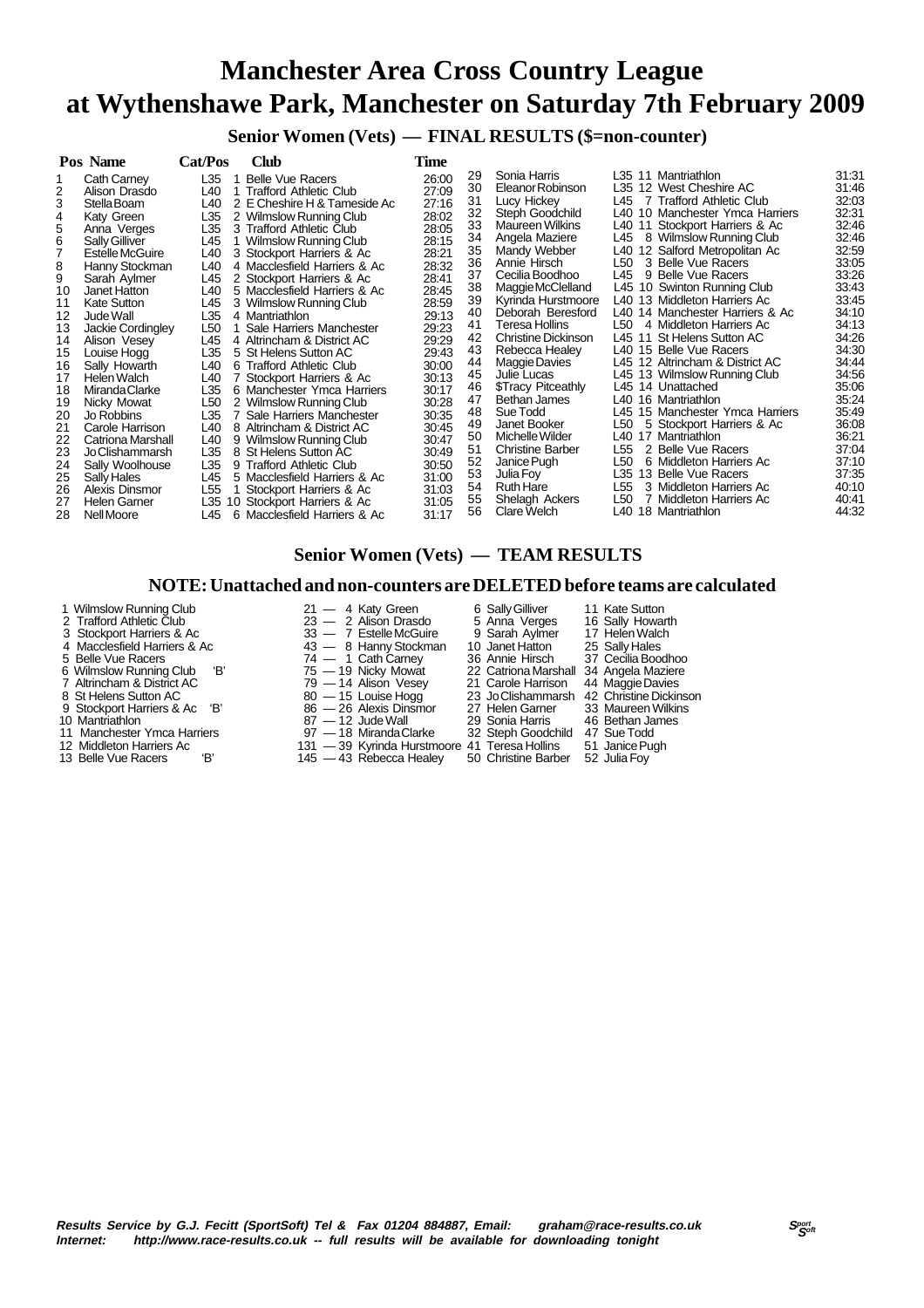# Manchester Area Cross Country League at Wythenshawe Park, Manchester on Saturday 7th February 2009

## Senior Women (Vets) — FINAL RESULTS ($=non-counter)

| Pos | Name | Cat/Pos | Club | Time |
|---|---|---|---|---|
| 1 | Cath Carney | L35 1 | Belle Vue Racers | 26:00 |
| 2 | Alison Drasdo | L40 1 | Trafford Athletic Club | 27:09 |
| 3 | Stella Boam | L40 2 | E Cheshire H & Tameside Ac | 27:16 |
| 4 | Katy Green | L35 2 | Wilmslow Running Club | 28:02 |
| 5 | Anna Verges | L35 3 | Trafford Athletic Club | 28:05 |
| 6 | Sally Gilliver | L45 1 | Wilmslow Running Club | 28:15 |
| 7 | Estelle McGuire | L40 3 | Stockport Harriers & Ac | 28:21 |
| 8 | Hanny Stockman | L40 4 | Macclesfield Harriers & Ac | 28:32 |
| 9 | Sarah Aylmer | L45 2 | Stockport Harriers & Ac | 28:41 |
| 10 | Janet Hatton | L40 5 | Macclesfield Harriers & Ac | 28:45 |
| 11 | Kate Sutton | L45 3 | Wilmslow Running Club | 28:59 |
| 12 | Jude Wall | L35 4 | Mantriathlon | 29:13 |
| 13 | Jackie Cordingley | L50 1 | Sale Harriers Manchester | 29:23 |
| 14 | Alison Vesey | L45 4 | Altrincham & District AC | 29:29 |
| 15 | Louise Hogg | L35 5 | St Helens Sutton AC | 29:43 |
| 16 | Sally Howarth | L40 6 | Trafford Athletic Club | 30:00 |
| 17 | Helen Walch | L40 7 | Stockport Harriers & Ac | 30:13 |
| 18 | Miranda Clarke | L35 6 | Manchester Ymca Harriers | 30:17 |
| 19 | Nicky Mowat | L50 2 | Wilmslow Running Club | 30:28 |
| 20 | Jo Robbins | L35 7 | Sale Harriers Manchester | 30:35 |
| 21 | Carole Harrison | L40 8 | Altrincham & District AC | 30:45 |
| 22 | Catriona Marshall | L40 9 | Wilmslow Running Club | 30:47 |
| 23 | Jo Clishammarsh | L35 8 | St Helens Sutton AC | 30:49 |
| 24 | Sally Woolhouse | L35 9 | Trafford Athletic Club | 30:50 |
| 25 | Sally Hales | L45 5 | Macclesfield Harriers & Ac | 31:00 |
| 26 | Alexis Dinsmor | L55 1 | Stockport Harriers & Ac | 31:03 |
| 27 | Helen Garner | L35 10 | Stockport Harriers & Ac | 31:05 |
| 28 | Nell Moore | L45 6 | Macclesfield Harriers & Ac | 31:17 |
| 29 | Sonia Harris | L35 11 | Mantriathlon | 31:31 |
| 30 | Eleanor Robinson | L35 12 | West Cheshire AC | 31:46 |
| 31 | Lucy Hickey | L45 7 | Trafford Athletic Club | 32:03 |
| 32 | Steph Goodchild | L40 10 | Manchester Ymca Harriers | 32:31 |
| 33 | Maureen Wilkins | L40 11 | Stockport Harriers & Ac | 32:46 |
| 34 | Angela Maziere | L45 8 | Wilmslow Running Club | 32:46 |
| 35 | Mandy Webber | L40 12 | Salford Metropolitan Ac | 32:59 |
| 36 | Annie Hirsch | L50 3 | Belle Vue Racers | 33:05 |
| 37 | Cecilia Boodhoo | L45 9 | Belle Vue Racers | 33:26 |
| 38 | Maggie McClelland | L45 10 | Swinton Running Club | 33:43 |
| 39 | Kyrinda Hurstmoore | L40 13 | Middleton Harriers Ac | 33:45 |
| 40 | Deborah Beresford | L40 14 | Manchester Harriers & Ac | 34:10 |
| 41 | Teresa Hollins | L50 4 | Middleton Harriers Ac | 34:13 |
| 42 | Christine Dickinson | L45 11 | St Helens Sutton AC | 34:26 |
| 43 | Rebecca Healey | L40 15 | Belle Vue Racers | 34:30 |
| 44 | Maggie Davies | L45 12 | Altrincham & District AC | 34:44 |
| 45 | Julie Lucas | L45 13 | Wilmslow Running Club | 34:56 |
| 46 | $Tracy Pitceathly | L45 14 | Unattached | 35:06 |
| 47 | Bethan James | L40 16 | Mantriathlon | 35:24 |
| 48 | Sue Todd | L45 15 | Manchester Ymca Harriers | 35:49 |
| 49 | Janet Booker | L50 5 | Stockport Harriers & Ac | 36:08 |
| 50 | Michelle Wilder | L40 17 | Mantriathlon | 36:21 |
| 51 | Christine Barber | L55 2 | Belle Vue Racers | 37:04 |
| 52 | Janice Pugh | L50 6 | Middleton Harriers Ac | 37:10 |
| 53 | Julia Foy | L35 13 | Belle Vue Racers | 37:35 |
| 54 | Ruth Hare | L55 3 | Middleton Harriers Ac | 40:10 |
| 55 | Shelagh Ackers | L50 7 | Middleton Harriers Ac | 40:41 |
| 56 | Clare Welch | L40 18 | Mantriathlon | 44:32 |

## Senior Women (Vets) — TEAM RESULTS

### NOTE: Unattached and non-counters are DELETED before teams are calculated

| | | | | | |
|---|---|---|---|---|---|
| 1 | Wilmslow Running Club | 21 — 4 Katy Green | 6 Sally Gilliver | 11 Kate Sutton |
| 2 | Trafford Athletic Club | 23 — 2 Alison Drasdo | 5 Anna Verges | 16 Sally Howarth |
| 3 | Stockport Harriers & Ac | 33 — 7 Estelle McGuire | 9 Sarah Aylmer | 17 Helen Walch |
| 4 | Macclesfield Harriers & Ac | 43 — 8 Hanny Stockman | 10 Janet Hatton | 25 Sally Hales |
| 5 | Belle Vue Racers | 74 — 1 Cath Carney | 36 Annie Hirsch | 37 Cecilia Boodhoo |
| 6 | Wilmslow Running Club 'B' | 75 — 19 Nicky Mowat | 22 Catriona Marshall | 34 Angela Maziere |
| 7 | Altrincham & District AC | 79 — 14 Alison Vesey | 21 Carole Harrison | 44 Maggie Davies |
| 8 | St Helens Sutton AC | 80 — 15 Louise Hogg | 23 Jo Clishammarsh | 42 Christine Dickinson |
| 9 | Stockport Harriers & Ac 'B' | 86 — 26 Alexis Dinsmor | 27 Helen Garner | 33 Maureen Wilkins |
| 10 | Mantriathlon | 87 — 12 Jude Wall | 29 Sonia Harris | 46 Bethan James |
| 11 | Manchester Ymca Harriers | 97 — 18 Miranda Clarke | 32 Steph Goodchild | 47 Sue Todd |
| 12 | Middleton Harriers Ac | 131 — 39 Kyrinda Hurstmoore | 41 Teresa Hollins | 51 Janice Pugh |
| 13 | Belle Vue Racers 'B' | 145 — 43 Rebecca Healey | 50 Christine Barber | 52 Julia Foy |

*Results Service by G.J. Fecitt (SportSoft) Tel & Fax 01204 884887, Email: graham@race-results.co.uk*
*Internet: http://www.race-results.co.uk -- full results will be available for downloading tonight*